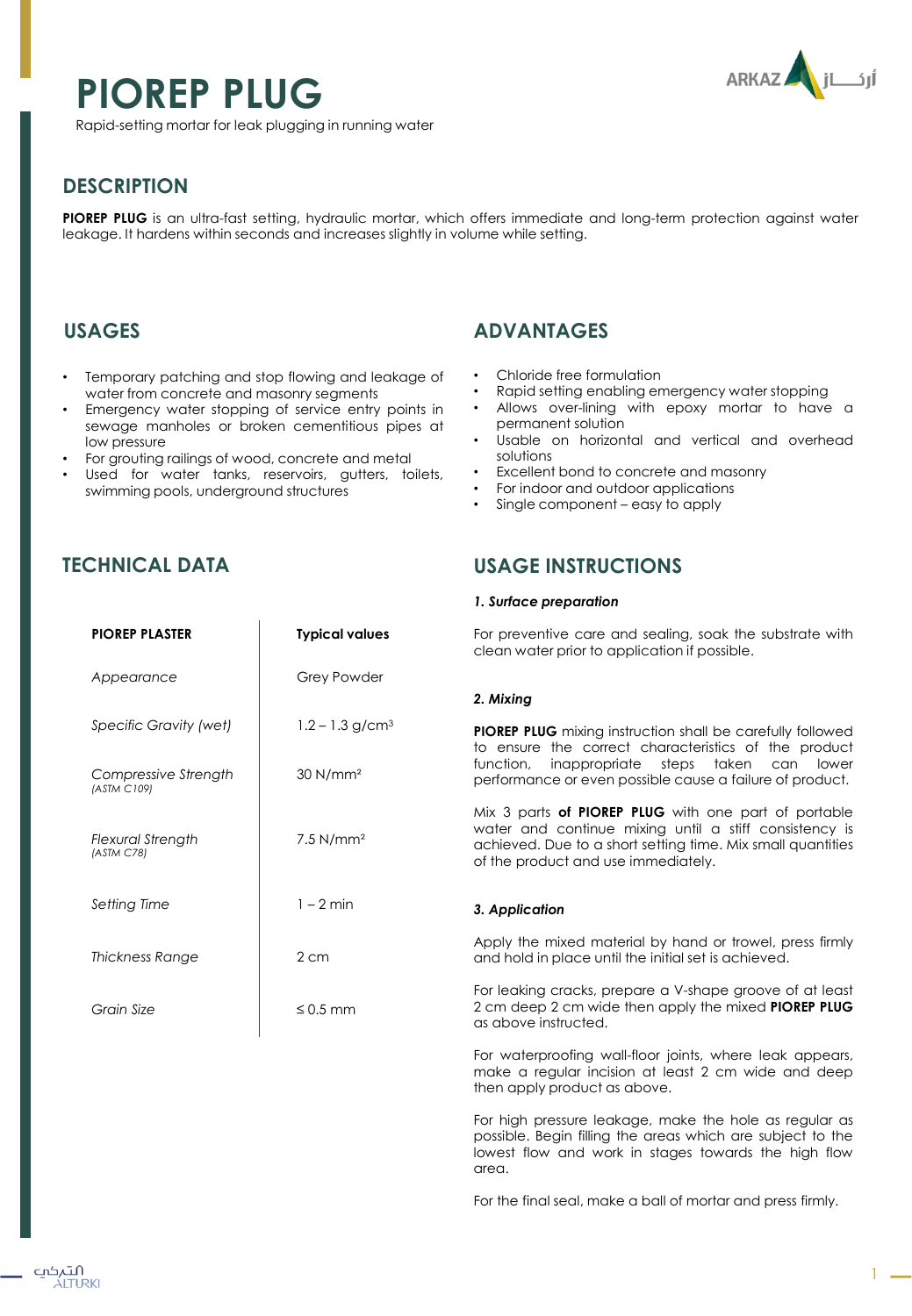# PIOREP PLUG

Rapid-setting mortar for leak plugging in running water

## DESCRIPTION

**PIOREP PLUG** is an ultra-fast setting, hydraulic mortar, which offers immediate and long-term protection against water leakage. It hardens within seconds and increases slightly in volume while setting.

## USAGES

- Temporary patching and stop flowing and leakage of water from concrete and masonry segments
- Emergency water stopping of service entry points in sewage manholes or broken cementitious pipes at low pressure
- For grouting railings of wood, concrete and metal
- Used for water tanks, reservoirs, gutters, toilets, swimming pools, underground structures

## ADVANTAGES

- Chloride free formulation
- Rapid setting enabling emergency water stopping
- Allows over-lining with epoxy mortar to have a permanent solution
- Usable on horizontal and vertical and overhead solutions
- Excellent bond to concrete and masonry
- For indoor and outdoor applications
- Single component – easy to apply

## TECHNICAL DATA

| PIOREP PLASTER | Typical values |
|---|---|
| *Appearance* | Grey Powder |
| *Specific Gravity (wet)* | 1.2 – 1.3 g/cm³ |
| *Compressive Strength* *(ASTM C109)* | 30 N/mm² |
| *Flexural Strength* *(ASTM C78)* | 7.5 N/mm² |
| *Setting Time* | 1 – 2 min |
| *Thickness Range* | 2 cm |
| *Grain Size* | ≤ 0.5 mm |

## USAGE INSTRUCTIONS

***1. Surface preparation***

For preventive care and sealing, soak the substrate with clean water prior to application if possible.

***2. Mixing***

**PIOREP PLUG** mixing instruction shall be carefully followed to ensure the correct characteristics of the product function, inappropriate steps taken can lower performance or even possible cause a failure of product.

Mix 3 parts **of PIOREP PLUG** with one part of portable water and continue mixing until a stiff consistency is achieved. Due to a short setting time. Mix small quantities of the product and use immediately.

***3. Application***

Apply the mixed material by hand or trowel, press firmly and hold in place until the initial set is achieved.

For leaking cracks, prepare a V-shape groove of at least 2 cm deep 2 cm wide then apply the mixed **PIOREP PLUG** as above instructed.

For waterproofing wall-floor joints, where leak appears, make a regular incision at least 2 cm wide and deep then apply product as above.

For high pressure leakage, make the hole as regular as possible. Begin filling the areas which are subject to the lowest flow and work in stages towards the high flow area.

For the final seal, make a ball of mortar and press firmly.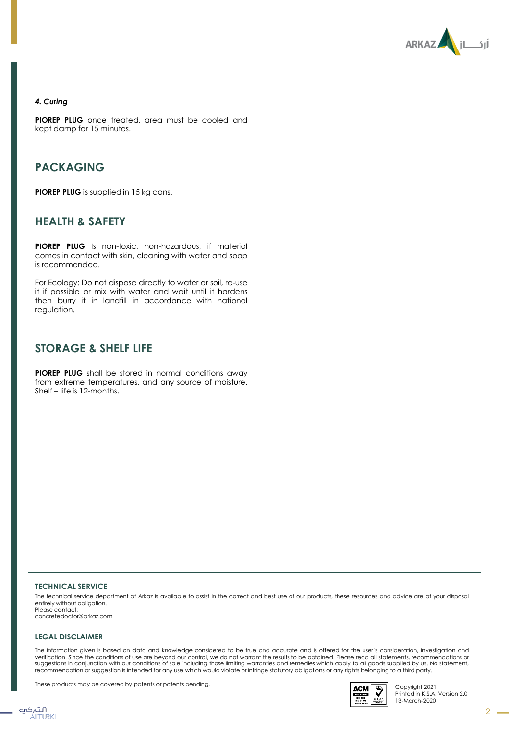*4. Curing*

**PIOREP PLUG** once treated, area must be cooled and kept damp for 15 minutes.

## PACKAGING

**PIOREP PLUG** is supplied in 15 kg cans.

## HEALTH & SAFETY

**PIOREP PLUG** Is non-toxic, non-hazardous, if material comes in contact with skin, cleaning with water and soap is recommended.

For Ecology: Do not dispose directly to water or soil, re-use it if possible or mix with water and wait until it hardens then burry it in landfill in accordance with national regulation.

## STORAGE & SHELF LIFE

**PIOREP PLUG** shall be stored in normal conditions away from extreme temperatures, and any source of moisture. Shelf – life is 12-months.

### TECHNICAL SERVICE

The technical service department of Arkaz is available to assist in the correct and best use of our products, these resources and advice are at your disposal entirely without obligation.
Please contact:
concretedoctor@arkaz.com

### LEGAL DISCLAIMER

The information given is based on data and knowledge considered to be true and accurate and is offered for the user's consideration, investigation and verification. Since the conditions of use are beyond our control, we do not warrant the results to be obtained. Please read all statements, recommendations or suggestions in conjunction with our conditions of sale including those limiting warranties and remedies which apply to all goods supplied by us. No statement, recommendation or suggestion is intended for any use which would violate or infringe statutory obligations or any rights belonging to a third party.

These products may be covered by patents or patents pending.

Copyright 2021
Printed in K.S.A. Version 2.0
13-March-2020